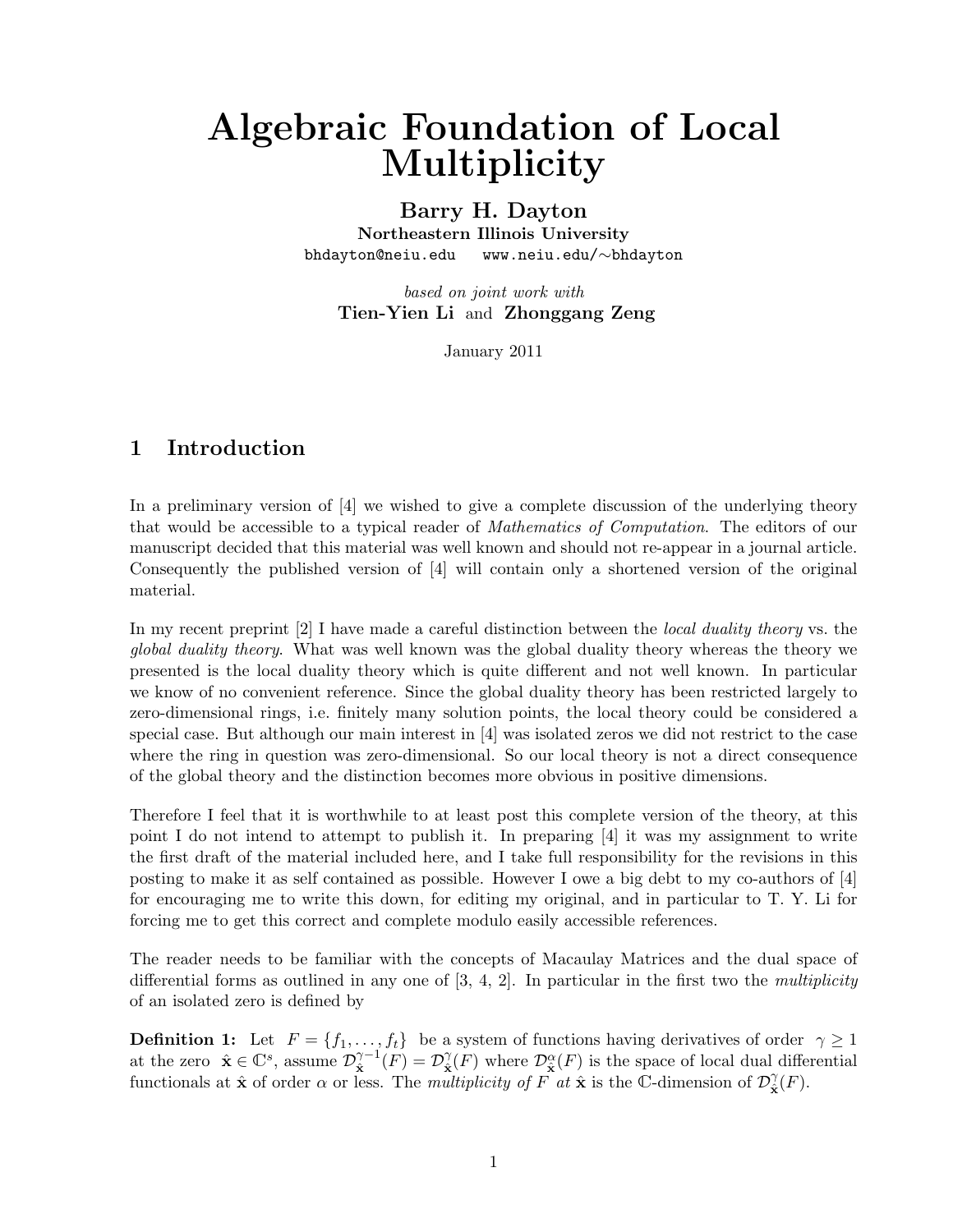# Algebraic Foundation of Local Multiplicity

**Barry H. Dayton**
**Northeastern Illinois University**
bhdayton@neiu.edu   www.neiu.edu/∼bhdayton

*based on joint work with*
**Tien-Yien Li** and **Zhonggang Zeng**

January 2011

## 1 Introduction

In a preliminary version of [4] we wished to give a complete discussion of the underlying theory that would be accessible to a typical reader of *Mathematics of Computation*. The editors of our manuscript decided that this material was well known and should not re-appear in a journal article. Consequently the published version of [4] will contain only a shortened version of the original material.

In my recent preprint [2] I have made a careful distinction between the *local duality theory* vs. the *global duality theory*. What was well known was the global duality theory whereas the theory we presented is the local duality theory which is quite different and not well known. In particular we know of no convenient reference. Since the global duality theory has been restricted largely to zero-dimensional rings, i.e. finitely many solution points, the local theory could be considered a special case. But although our main interest in [4] was isolated zeros we did not restrict to the case where the ring in question was zero-dimensional. So our local theory is not a direct consequence of the global theory and the distinction becomes more obvious in positive dimensions.

Therefore I feel that it is worthwhile to at least post this complete version of the theory, at this point I do not intend to attempt to publish it. In preparing [4] it was my assignment to write the first draft of the material included here, and I take full responsibility for the revisions in this posting to make it as self contained as possible. However I owe a big debt to my co-authors of [4] for encouraging me to write this down, for editing my original, and in particular to T. Y. Li for forcing me to get this correct and complete modulo easily accessible references.

The reader needs to be familiar with the concepts of Macaulay Matrices and the dual space of differential forms as outlined in any one of [3, 4, 2]. In particular in the first two the *multiplicity* of an isolated zero is defined by

**Definition 1:** Let $F = \{f_1, \ldots, f_t\}$ be a system of functions having derivatives of order $\gamma \geq 1$ at the zero $\hat{\mathbf{x}} \in \mathbb{C}^s$, assume $\mathcal{D}^{\gamma-1}_{\hat{\mathbf{x}}}(F) = \mathcal{D}^{\gamma}_{\hat{\mathbf{x}}}(F)$ where $\mathcal{D}^{\alpha}_{\hat{\mathbf{x}}}(F)$ is the space of local dual differential functionals at $\hat{\mathbf{x}}$ of order $\alpha$ or less. The *multiplicity of* $F$ *at* $\hat{\mathbf{x}}$ is the $\mathbb{C}$-dimension of $\mathcal{D}^{\gamma}_{\hat{\mathbf{x}}}(F)$.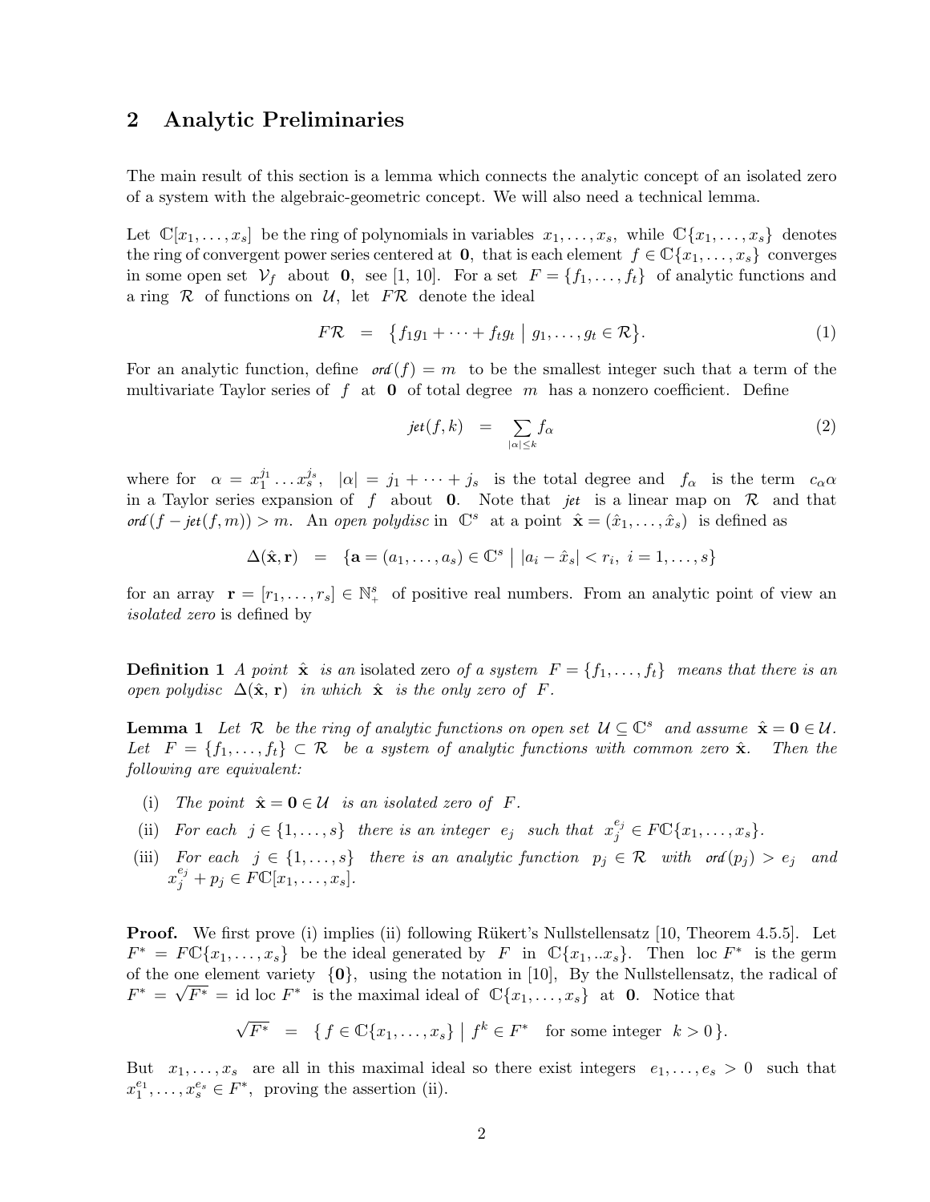## 2 Analytic Preliminaries

The main result of this section is a lemma which connects the analytic concept of an isolated zero of a system with the algebraic-geometric concept. We will also need a technical lemma.

Let $\mathbb{C}[x_1, \ldots, x_s]$ be the ring of polynomials in variables $x_1, \ldots, x_s$, while $\mathbb{C}\{x_1, \ldots, x_s\}$ denotes the ring of convergent power series centered at $\mathbf{0}$, that is each element $f \in \mathbb{C}\{x_1, \ldots, x_s\}$ converges in some open set $\mathcal{V}_f$ about $\mathbf{0}$, see [1, 10]. For a set $F = \{f_1, \ldots, f_t\}$ of analytic functions and a ring $\mathcal{R}$ of functions on $\mathcal{U}$, let $F\mathcal{R}$ denote the ideal

$$F\mathcal{R} \;=\; \big\{ f_1 g_1 + \cdots + f_t g_t \;\big|\; g_1, \ldots, g_t \in \mathcal{R} \big\}. \tag{1}$$

For an analytic function, define $\mathit{ord}(f) = m$ to be the smallest integer such that a term of the multivariate Taylor series of $f$ at $\mathbf{0}$ of total degree $m$ has a nonzero coefficient. Define

$$\mathit{jet}(f, k) \;=\; \sum_{|\alpha| \le k} f_\alpha \tag{2}$$

where for $\alpha = x_1^{j_1} \ldots x_s^{j_s}$, $|\alpha| = j_1 + \cdots + j_s$ is the total degree and $f_\alpha$ is the term $c_\alpha \alpha$ in a Taylor series expansion of $f$ about $\mathbf{0}$. Note that $\mathit{jet}$ is a linear map on $\mathcal{R}$ and that $\mathit{ord}(f - \mathit{jet}(f, m)) > m$. An *open polydisc* in $\mathbb{C}^s$ at a point $\hat{\mathbf{x}} = (\hat{x}_1, \ldots, \hat{x}_s)$ is defined as

$$\Delta(\hat{\mathbf{x}}, \mathbf{r}) \;=\; \{\mathbf{a} = (a_1, \ldots, a_s) \in \mathbb{C}^s \;|\; |a_i - \hat{x}_s| < r_i, \; i = 1, \ldots, s\}$$

for an array $\mathbf{r} = [r_1, \ldots, r_s] \in \mathbb{N}_+^s$ of positive real numbers. From an analytic point of view an *isolated zero* is defined by

**Definition 1** *A point $\hat{\mathbf{x}}$ is an* isolated zero *of a system $F = \{f_1, \ldots, f_t\}$ means that there is an open polydisc $\Delta(\hat{\mathbf{x}}, \mathbf{r})$ in which $\hat{\mathbf{x}}$ is the only zero of $F$.*

**Lemma 1** *Let $\mathcal{R}$ be the ring of analytic functions on open set $\mathcal{U} \subseteq \mathbb{C}^s$ and assume $\hat{\mathbf{x}} = \mathbf{0} \in \mathcal{U}$. Let $F = \{f_1, \ldots, f_t\} \subset \mathcal{R}$ be a system of analytic functions with common zero $\hat{\mathbf{x}}$. Then the following are equivalent:*

- (i) *The point $\hat{\mathbf{x}} = \mathbf{0} \in \mathcal{U}$ is an isolated zero of $F$.*
- (ii) *For each $j \in \{1, \ldots, s\}$ there is an integer $e_j$ such that $x_j^{e_j} \in F\mathbb{C}\{x_1, \ldots, x_s\}$.*
- (iii) *For each $j \in \{1, \ldots, s\}$ there is an analytic function $p_j \in \mathcal{R}$ with $\mathit{ord}(p_j) > e_j$ and $x_j^{e_j} + p_j \in F\mathbb{C}[x_1, \ldots, x_s]$.*

**Proof.** We first prove (i) implies (ii) following Rükert's Nullstellensatz [10, Theorem 4.5.5]. Let $F^* = F\mathbb{C}\{x_1, \ldots, x_s\}$ be the ideal generated by $F$ in $\mathbb{C}\{x_1, ..x_s\}$. Then loc $F^*$ is the germ of the one element variety $\{\mathbf{0}\}$, using the notation in [10], By the Nullstellensatz, the radical of $F^* = \sqrt{F^*} = \text{id loc } F^*$ is the maximal ideal of $\mathbb{C}\{x_1, \ldots, x_s\}$ at $\mathbf{0}$. Notice that

$$\sqrt{F^*} \;=\; \{\, f \in \mathbb{C}\{x_1, \ldots, x_s\} \;\big|\; f^k \in F^* \quad \text{for some integer} \;\; k > 0 \,\}.$$

But $x_1, \ldots, x_s$ are all in this maximal ideal so there exist integers $e_1, \ldots, e_s > 0$ such that $x_1^{e_1}, \ldots, x_s^{e_s} \in F^*$, proving the assertion (ii).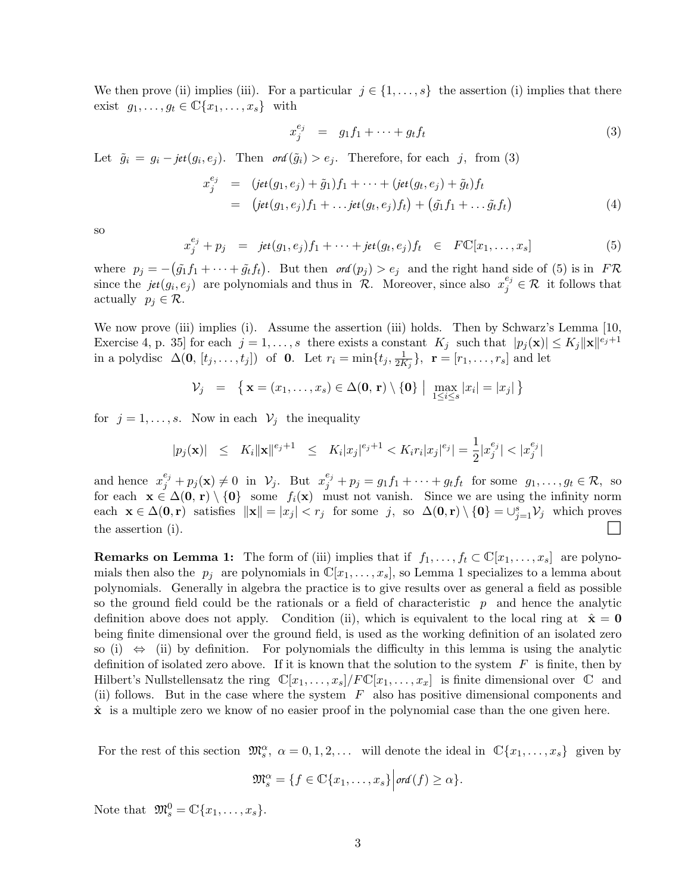We then prove (ii) implies (iii). For a particular $j \in \{1, \ldots, s\}$ the assertion (i) implies that there exist $g_1, \ldots, g_t \in \mathbb{C}\{x_1, \ldots, x_s\}$ with

$$x_j^{e_j} \quad = \quad g_1 f_1 + \cdots + g_t f_t \tag{3}$$

Let $\tilde{g}_i = g_i - \mathit{jet}(g_i, e_j)$. Then $\mathit{ord}(\tilde{g}_i) > e_j$. Therefore, for each $j$, from (3)

$$\begin{aligned} x_j^{e_j} &= (\mathit{jet}(g_1, e_j) + \tilde{g}_1) f_1 + \cdots + (\mathit{jet}(g_t, e_j) + \tilde{g}_t) f_t \\ &= \big(\mathit{jet}(g_1, e_j) f_1 + \ldots \mathit{jet}(g_t, e_j) f_t\big) + \big(\tilde{g}_1 f_1 + \ldots \tilde{g}_t f_t\big) \end{aligned} \tag{4}$$

so

$$x_j^{e_j} + p_j \quad = \quad \mathit{jet}(g_1, e_j) f_1 + \cdots + \mathit{jet}(g_t, e_j) f_t \quad \in \quad F\mathbb{C}[x_1, \ldots, x_s] \tag{5}$$

where $p_j = -\big(\tilde{g}_1 f_1 + \cdots + \tilde{g}_t f_t\big)$. But then $\mathit{ord}(p_j) > e_j$ and the right hand side of (5) is in $F\mathcal{R}$ since the $\mathit{jet}(g_i, e_j)$ are polynomials and thus in $\mathcal{R}$. Moreover, since also $x_j^{e_j} \in \mathcal{R}$ it follows that actually $p_j \in \mathcal{R}$.

We now prove (iii) implies (i). Assume the assertion (iii) holds. Then by Schwarz's Lemma [10, Exercise 4, p. 35] for each $j = 1, \ldots, s$ there exists a constant $K_j$ such that $|p_j(\mathbf{x})| \leq K_j \|\mathbf{x}\|^{e_j+1}$ in a polydisc $\Delta(\mathbf{0}, [t_j, \ldots, t_j])$ of $\mathbf{0}$. Let $r_i = \min\{t_j, \frac{1}{2K_j}\}$, $\mathbf{r} = [r_1, \ldots, r_s]$ and let

$$\mathcal{V}_j \quad = \quad \big\{ \mathbf{x} = (x_1, \ldots, x_s) \in \Delta(\mathbf{0}, \mathbf{r}) \setminus \{\mathbf{0}\} \;\big|\; \max_{1 \leq i \leq s} |x_i| = |x_j| \,\big\}$$

for $j = 1, \ldots, s$. Now in each $\mathcal{V}_j$ the inequality

$$|p_j(\mathbf{x})| \quad \leq \quad K_i \|\mathbf{x}\|^{e_j+1} \quad \leq \quad K_i |x_j|^{e_j+1} < K_i r_i |x_j|^{e_j} | = \frac{1}{2} |x_j^{e_j}| < |x_j^{e_j}|$$

and hence $x_j^{e_j} + p_j(\mathbf{x}) \neq 0$ in $\mathcal{V}_j$. But $x_j^{e_j} + p_j = g_1 f_1 + \cdots + g_t f_t$ for some $g_1, \ldots, g_t \in \mathcal{R}$, so for each $\mathbf{x} \in \Delta(\mathbf{0}, \mathbf{r}) \setminus \{\mathbf{0}\}$ some $f_i(\mathbf{x})$ must not vanish. Since we are using the infinity norm each $\mathbf{x} \in \Delta(\mathbf{0}, \mathbf{r})$ satisfies $\|\mathbf{x}\| = |x_j| < r_j$ for some $j$, so $\Delta(\mathbf{0}, \mathbf{r}) \setminus \{\mathbf{0}\} = \cup_{j=1}^{s} \mathcal{V}_j$ which proves the assertion (i). $\square$

**Remarks on Lemma 1:** The form of (iii) implies that if $f_1, \ldots, f_t \subset \mathbb{C}[x_1, \ldots, x_s]$ are polynomials then also the $p_j$ are polynomials in $\mathbb{C}[x_1, \ldots, x_s]$, so Lemma 1 specializes to a lemma about polynomials. Generally in algebra the practice is to give results over as general a field as possible so the ground field could be the rationals or a field of characteristic $p$ and hence the analytic definition above does not apply. Condition (ii), which is equivalent to the local ring at $\hat{\mathbf{x}} = \mathbf{0}$ being finite dimensional over the ground field, is used as the working definition of an isolated zero so (i) $\Leftrightarrow$ (ii) by definition. For polynomials the difficulty in this lemma is using the analytic definition of isolated zero above. If it is known that the solution to the system $F$ is finite, then by Hilbert's Nullstellensatz the ring $\mathbb{C}[x_1, \ldots, x_s]/F\mathbb{C}[x_1, \ldots, x_x]$ is finite dimensional over $\mathbb{C}$ and (ii) follows. But in the case where the system $F$ also has positive dimensional components and $\hat{\mathbf{x}}$ is a multiple zero we know of no easier proof in the polynomial case than the one given here.

For the rest of this section $\mathfrak{M}_s^\alpha$, $\alpha = 0, 1, 2, \ldots$ will denote the ideal in $\mathbb{C}\{x_1, \ldots, x_s\}$ given by

$$\mathfrak{M}_s^\alpha = \{f \in \mathbb{C}\{x_1, \ldots, x_s\} \,\big|\, \mathit{ord}(f) \geq \alpha\}.$$

Note that $\mathfrak{M}_s^0 = \mathbb{C}\{x_1, \ldots, x_s\}$.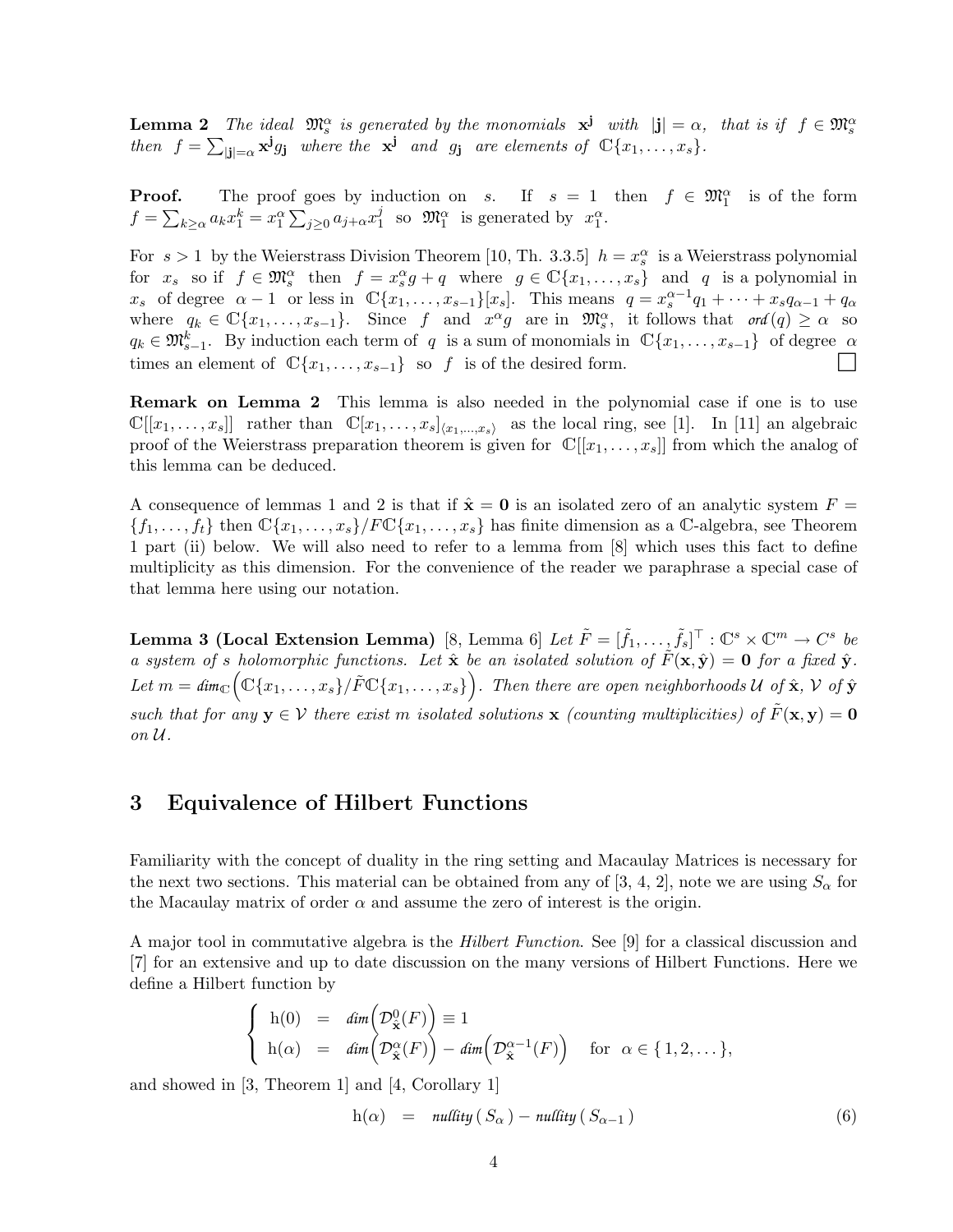**Lemma 2** *The ideal* $\mathfrak{M}_s^\alpha$ *is generated by the monomials* $\mathbf{x}^\mathbf{j}$ *with* $|\mathbf{j}| = \alpha$, *that is if* $f \in \mathfrak{M}_s^\alpha$ *then* $f = \sum_{|\mathbf{j}|=\alpha} \mathbf{x}^\mathbf{j} g_\mathbf{j}$ *where the* $\mathbf{x}^\mathbf{j}$ *and* $g_\mathbf{j}$ *are elements of* $\mathbb{C}\{x_1, \ldots, x_s\}$.

**Proof.** The proof goes by induction on $s$. If $s = 1$ then $f \in \mathfrak{M}_1^\alpha$ is of the form $f = \sum_{k \geq \alpha} a_k x_1^k = x_1^\alpha \sum_{j \geq 0} a_{j+\alpha} x_1^j$ so $\mathfrak{M}_1^\alpha$ is generated by $x_1^\alpha$.

For $s > 1$ by the Weierstrass Division Theorem [10, Th. 3.3.5] $h = x_s^\alpha$ is a Weierstrass polynomial for $x_s$ so if $f \in \mathfrak{M}_s^\alpha$ then $f = x_s^\alpha g + q$ where $g \in \mathbb{C}\{x_1, \ldots, x_s\}$ and $q$ is a polynomial in $x_s$ of degree $\alpha - 1$ or less in $\mathbb{C}\{x_1, \ldots, x_{s-1}\}[x_s]$. This means $q = x_s^{\alpha-1} q_1 + \cdots + x_s q_{\alpha-1} + q_\alpha$ where $q_k \in \mathbb{C}\{x_1, \ldots, x_{s-1}\}$. Since $f$ and $x^\alpha g$ are in $\mathfrak{M}_s^\alpha$, it follows that $\mathit{ord}(q) \geq \alpha$ so $q_k \in \mathfrak{M}_{s-1}^k$. By induction each term of $q$ is a sum of monomials in $\mathbb{C}\{x_1, \ldots, x_{s-1}\}$ of degree $\alpha$ times an element of $\mathbb{C}\{x_1, \ldots, x_{s-1}\}$ so $f$ is of the desired form. □

**Remark on Lemma 2** This lemma is also needed in the polynomial case if one is to use $\mathbb{C}[[x_1, \ldots, x_s]]$ rather than $\mathbb{C}[x_1, \ldots, x_s]_{\langle x_1, \ldots, x_s \rangle}$ as the local ring, see [1]. In [11] an algebraic proof of the Weierstrass preparation theorem is given for $\mathbb{C}[[x_1, \ldots, x_s]]$ from which the analog of this lemma can be deduced.

A consequence of lemmas 1 and 2 is that if $\hat{\mathbf{x}} = \mathbf{0}$ is an isolated zero of an analytic system $F = \{f_1, \ldots, f_t\}$ then $\mathbb{C}\{x_1, \ldots, x_s\}/F\mathbb{C}\{x_1, \ldots, x_s\}$ has finite dimension as a $\mathbb{C}$-algebra, see Theorem 1 part (ii) below. We will also need to refer to a lemma from [8] which uses this fact to define multiplicity as this dimension. For the convenience of the reader we paraphrase a special case of that lemma here using our notation.

**Lemma 3 (Local Extension Lemma)** [8, Lemma 6] *Let* $\tilde{F} = [\tilde{f}_1, \ldots, \tilde{f}_s]^\top : \mathbb{C}^s \times \mathbb{C}^m \to C^s$ *be a system of* $s$ *holomorphic functions. Let* $\hat{\mathbf{x}}$ *be an isolated solution of* $\tilde{F}(\mathbf{x}, \hat{\mathbf{y}}) = \mathbf{0}$ *for a fixed* $\hat{\mathbf{y}}$. *Let* $m = \mathit{dim}_\mathbb{C}\Big(\mathbb{C}\{x_1, \ldots, x_s\}/\tilde{F}\mathbb{C}\{x_1, \ldots, x_s\}\Big)$. *Then there are open neighborhoods* $\mathcal{U}$ *of* $\hat{\mathbf{x}}$, $\mathcal{V}$ *of* $\hat{\mathbf{y}}$ *such that for any* $\mathbf{y} \in \mathcal{V}$ *there exist* $m$ *isolated solutions* $\mathbf{x}$ *(counting multiplicities) of* $\tilde{F}(\mathbf{x}, \mathbf{y}) = \mathbf{0}$ *on* $\mathcal{U}$.

## 3 Equivalence of Hilbert Functions

Familiarity with the concept of duality in the ring setting and Macaulay Matrices is necessary for the next two sections. This material can be obtained from any of [3, 4, 2], note we are using $S_\alpha$ for the Macaulay matrix of order $\alpha$ and assume the zero of interest is the origin.

A major tool in commutative algebra is the *Hilbert Function*. See [9] for a classical discussion and [7] for an extensive and up to date discussion on the many versions of Hilbert Functions. Here we define a Hilbert function by

$$\begin{cases} \mathrm{h}(0) &= \mathit{dim}\Big(\mathcal{D}_{\hat{\mathbf{x}}}^0(F)\Big) \equiv 1 \\ \mathrm{h}(\alpha) &= \mathit{dim}\Big(\mathcal{D}_{\hat{\mathbf{x}}}^\alpha(F)\Big) - \mathit{dim}\Big(\mathcal{D}_{\hat{\mathbf{x}}}^{\alpha-1}(F)\Big) \quad \text{for } \alpha \in \{1, 2, \ldots\}, \end{cases}$$

and showed in [3, Theorem 1] and [4, Corollary 1]

$$\mathrm{h}(\alpha) = \mathit{nullity}\,(\,S_\alpha\,) - \mathit{nullity}\,(\,S_{\alpha-1}\,) \tag{6}$$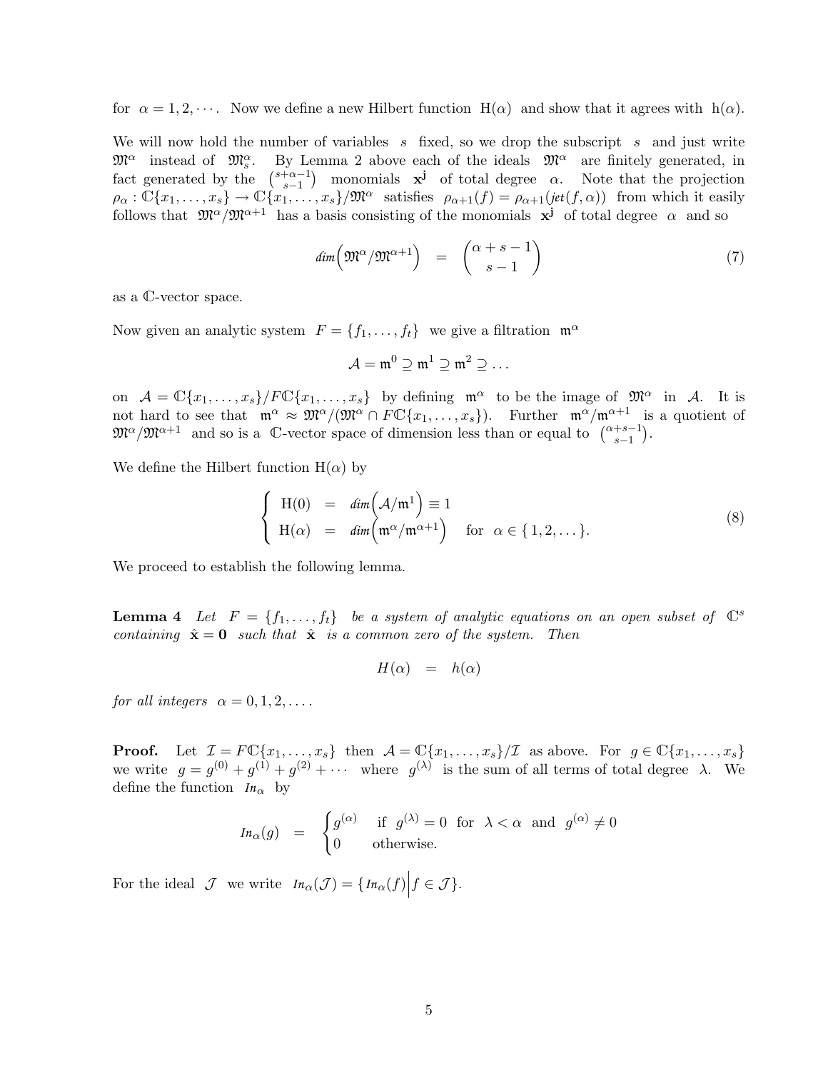for $\alpha = 1, 2, \cdots$. Now we define a new Hilbert function $\mathrm{H}(\alpha)$ and show that it agrees with $\mathrm{h}(\alpha)$.

We will now hold the number of variables $s$ fixed, so we drop the subscript $s$ and just write $\mathfrak{M}^\alpha$ instead of $\mathfrak{M}_s^\alpha$. By Lemma 2 above each of the ideals $\mathfrak{M}^\alpha$ are finitely generated, in fact generated by the $\binom{s+\alpha-1}{s-1}$ monomials $\mathbf{x}^{\mathbf{j}}$ of total degree $\alpha$. Note that the projection $\rho_\alpha : \mathbb{C}\{x_1, \ldots, x_s\} \to \mathbb{C}\{x_1, \ldots, x_s\}/\mathfrak{M}^\alpha$ satisfies $\rho_{\alpha+1}(f) = \rho_{\alpha+1}(\mathit{jet}(f, \alpha))$ from which it easily follows that $\mathfrak{M}^\alpha/\mathfrak{M}^{\alpha+1}$ has a basis consisting of the monomials $\mathbf{x}^{\mathbf{j}}$ of total degree $\alpha$ and so

$$\mathit{dim}\Big(\mathfrak{M}^\alpha/\mathfrak{M}^{\alpha+1}\Big) \quad = \quad \binom{\alpha+s-1}{s-1} \tag{7}$$

as a $\mathbb{C}$-vector space.

Now given an analytic system $F = \{f_1, \ldots, f_t\}$ we give a filtration $\mathfrak{m}^\alpha$

$$\mathcal{A} = \mathfrak{m}^0 \supseteq \mathfrak{m}^1 \supseteq \mathfrak{m}^2 \supseteq \ldots$$

on $\mathcal{A} = \mathbb{C}\{x_1, \ldots, x_s\}/F\mathbb{C}\{x_1, \ldots, x_s\}$ by defining $\mathfrak{m}^\alpha$ to be the image of $\mathfrak{M}^\alpha$ in $\mathcal{A}$. It is not hard to see that $\mathfrak{m}^\alpha \approx \mathfrak{M}^\alpha/(\mathfrak{M}^\alpha \cap F\mathbb{C}\{x_1, \ldots, x_s\})$. Further $\mathfrak{m}^\alpha/\mathfrak{m}^{\alpha+1}$ is a quotient of $\mathfrak{M}^\alpha/\mathfrak{M}^{\alpha+1}$ and so is a $\mathbb{C}$-vector space of dimension less than or equal to $\binom{\alpha+s-1}{s-1}$.

We define the Hilbert function $\mathrm{H}(\alpha)$ by

$$\begin{cases} \mathrm{H}(0) &= \mathit{dim}\Big(\mathcal{A}/\mathfrak{m}^1\Big) \equiv 1 \\ \mathrm{H}(\alpha) &= \mathit{dim}\Big(\mathfrak{m}^\alpha/\mathfrak{m}^{\alpha+1}\Big) \quad \text{for } \alpha \in \{1, 2, \ldots\}. \end{cases} \tag{8}$$

We proceed to establish the following lemma.

**Lemma 4** *Let $F = \{f_1, \ldots, f_t\}$ be a system of analytic equations on an open subset of $\mathbb{C}^s$ containing $\hat{\mathbf{x}} = \mathbf{0}$ such that $\hat{\mathbf{x}}$ is a common zero of the system. Then*

$$H(\alpha) \quad = \quad h(\alpha)$$

*for all integers $\alpha = 0, 1, 2, \ldots$.*

**Proof.** Let $\mathcal{I} = F\mathbb{C}\{x_1, \ldots, x_s\}$ then $\mathcal{A} = \mathbb{C}\{x_1, \ldots, x_s\}/\mathcal{I}$ as above. For $g \in \mathbb{C}\{x_1, \ldots, x_s\}$ we write $g = g^{(0)} + g^{(1)} + g^{(2)} + \cdots$ where $g^{(\lambda)}$ is the sum of all terms of total degree $\lambda$. We define the function $\mathit{In}_\alpha$ by

$$\mathit{In}_\alpha(g) \quad = \quad \begin{cases} g^{(\alpha)} & \text{if } g^{(\lambda)} = 0 \text{ for } \lambda < \alpha \text{ and } g^{(\alpha)} \neq 0 \\ 0 & \text{otherwise.} \end{cases}$$

For the ideal $\mathcal{J}$ we write $\mathit{In}_\alpha(\mathcal{J}) = \{\mathit{In}_\alpha(f) \big| f \in \mathcal{J}\}$.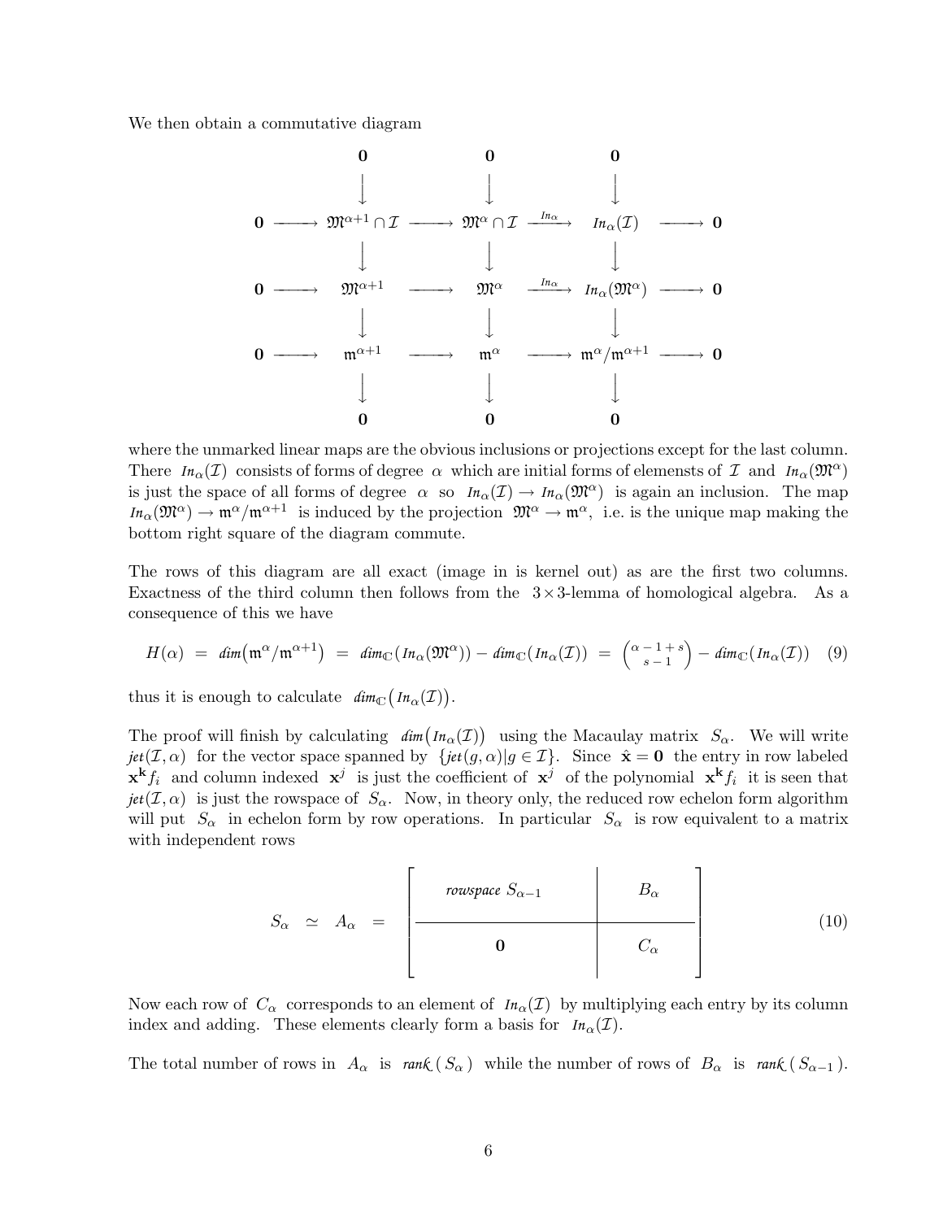We then obtain a commutative diagram

$$
\begin{array}{ccccccccc}
 & & \mathbf{0} & & \mathbf{0} & & \mathbf{0} & & \\
 & & \downarrow & & \downarrow & & \downarrow & & \\
\mathbf{0} & \longrightarrow & \mathfrak{M}^{\alpha+1} \cap \mathcal{I} & \longrightarrow & \mathfrak{M}^{\alpha} \cap \mathcal{I} & \xrightarrow{In_\alpha} & In_\alpha(\mathcal{I}) & \longrightarrow & \mathbf{0} \\
 & & \downarrow & & \downarrow & & \downarrow & & \\
\mathbf{0} & \longrightarrow & \mathfrak{M}^{\alpha+1} & \longrightarrow & \mathfrak{M}^{\alpha} & \xrightarrow{In_\alpha} & In_\alpha(\mathfrak{M}^\alpha) & \longrightarrow & \mathbf{0} \\
 & & \downarrow & & \downarrow & & \downarrow & & \\
\mathbf{0} & \longrightarrow & \mathfrak{m}^{\alpha+1} & \longrightarrow & \mathfrak{m}^{\alpha} & \longrightarrow & \mathfrak{m}^\alpha/\mathfrak{m}^{\alpha+1} & \longrightarrow & \mathbf{0} \\
 & & \downarrow & & \downarrow & & \downarrow & & \\
 & & \mathbf{0} & & \mathbf{0} & & \mathbf{0} & &
\end{array}
$$

where the unmarked linear maps are the obvious inclusions or projections except for the last column. There $In_\alpha(\mathcal{I})$ consists of forms of degree $\alpha$ which are initial forms of elemensts of $\mathcal{I}$ and $In_\alpha(\mathfrak{M}^\alpha)$ is just the space of all forms of degree $\alpha$ so $In_\alpha(\mathcal{I}) \to In_\alpha(\mathfrak{M}^\alpha)$ is again an inclusion. The map $In_\alpha(\mathfrak{M}^\alpha) \to \mathfrak{m}^\alpha/\mathfrak{m}^{\alpha+1}$ is induced by the projection $\mathfrak{M}^\alpha \to \mathfrak{m}^\alpha$, i.e. is the unique map making the bottom right square of the diagram commute.

The rows of this diagram are all exact (image in is kernel out) as are the first two columns. Exactness of the third column then follows from the $3\times 3$-lemma of homological algebra. As a consequence of this we have

$$
H(\alpha) \;=\; dim\big(\mathfrak{m}^\alpha/\mathfrak{m}^{\alpha+1}\big) \;=\; dim_{\mathbb{C}}\big(In_\alpha(\mathfrak{M}^\alpha)\big) - dim_{\mathbb{C}}\big(In_\alpha(\mathcal{I})\big) \;=\; \binom{\alpha-1+s}{s-1} - dim_{\mathbb{C}}\big(In_\alpha(\mathcal{I})\big) \quad (9)
$$

thus it is enough to calculate $dim_{\mathbb{C}}\big(In_\alpha(\mathcal{I})\big)$.

The proof will finish by calculating $dim\big(In_\alpha(\mathcal{I})\big)$ using the Macaulay matrix $S_\alpha$. We will write $jet(\mathcal{I},\alpha)$ for the vector space spanned by $\{jet(g,\alpha) | g \in \mathcal{I}\}$. Since $\hat{\mathbf{x}} = \mathbf{0}$ the entry in row labeled $\mathbf{x}^{\mathbf{k}} f_i$ and column indexed $\mathbf{x}^j$ is just the coefficient of $\mathbf{x}^j$ of the polynomial $\mathbf{x}^{\mathbf{k}} f_i$ it is seen that $jet(\mathcal{I},\alpha)$ is just the rowspace of $S_\alpha$. Now, in theory only, the reduced row echelon form algorithm will put $S_\alpha$ in echelon form by row operations. In particular $S_\alpha$ is row equivalent to a matrix with independent rows

$$
S_\alpha \;\simeq\; A_\alpha \;=\; \left[\begin{array}{c|c} \textit{rowspace } S_{\alpha-1} & B_\alpha \\ \hline \mathbf{0} & C_\alpha \end{array}\right] \quad (10)
$$

Now each row of $C_\alpha$ corresponds to an element of $In_\alpha(\mathcal{I})$ by multiplying each entry by its column index and adding. These elements clearly form a basis for $In_\alpha(\mathcal{I})$.

The total number of rows in $A_\alpha$ is $rank(S_\alpha)$ while the number of rows of $B_\alpha$ is $rank(S_{\alpha-1})$.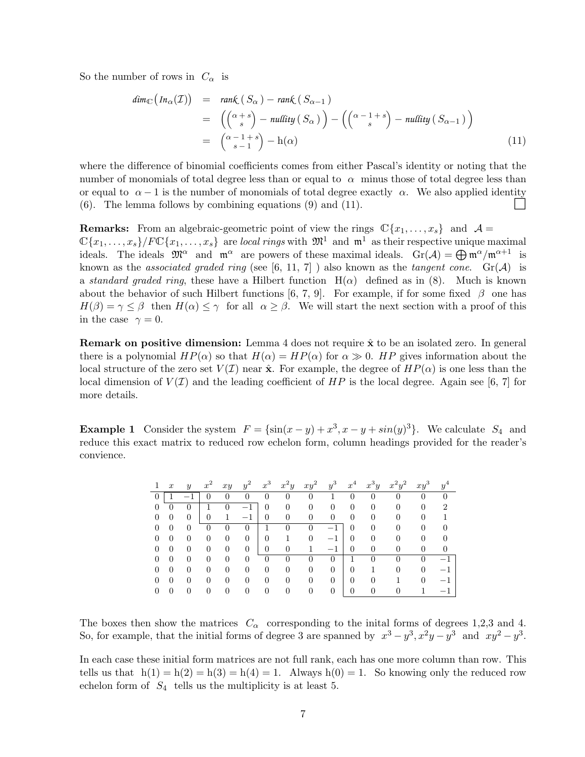So the number of rows in $C_\alpha$ is

$$
\begin{aligned}
dim_{\mathbb{C}}\big(In_\alpha(\mathcal{I})\big) &= rank(S_\alpha) - rank(S_{\alpha-1}) \\
&= \left(\binom{\alpha+s}{s} - nullity(S_\alpha)\right) - \left(\binom{\alpha-1+s}{s} - nullity(S_{\alpha-1})\right) \\
&= \binom{\alpha-1+s}{s-1} - \mathrm{h}(\alpha) \qquad (11)
\end{aligned}
$$

where the difference of binomial coefficients comes from either Pascal's identity or noting that the number of monomials of total degree less than or equal to $\alpha$ minus those of total degree less than or equal to $\alpha-1$ is the number of monomials of total degree exactly $\alpha$. We also applied identity (6). The lemma follows by combining equations (9) and (11). □

**Remarks:** From an algebraic-geometric point of view the rings $\mathbb{C}\{x_1,\ldots,x_s\}$ and $\mathcal{A} = \mathbb{C}\{x_1,\ldots,x_s\}/F\mathbb{C}\{x_1,\ldots,x_s\}$ are *local rings* with $\mathfrak{M}^1$ and $\mathfrak{m}^1$ as their respective unique maximal ideals. The ideals $\mathfrak{M}^\alpha$ and $\mathfrak{m}^\alpha$ are powers of these maximal ideals. $\mathrm{Gr}(\mathcal{A}) = \bigoplus \mathfrak{m}^\alpha/\mathfrak{m}^{\alpha+1}$ is known as the *associated graded ring* (see [6, 11, 7] ) also known as the *tangent cone*. $\mathrm{Gr}(\mathcal{A})$ is a *standard graded ring*, these have a Hilbert function $\mathrm{H}(\alpha)$ defined as in (8). Much is known about the behavior of such Hilbert functions [6, 7, 9]. For example, if for some fixed $\beta$ one has $H(\beta) = \gamma \leq \beta$ then $H(\alpha) \leq \gamma$ for all $\alpha \geq \beta$. We will start the next section with a proof of this in the case $\gamma = 0$.

**Remark on positive dimension:** Lemma 4 does not require $\hat{\mathbf{x}}$ to be an isolated zero. In general there is a polynomial $HP(\alpha)$ so that $H(\alpha) = HP(\alpha)$ for $\alpha \gg 0$. $HP$ gives information about the local structure of the zero set $V(\mathcal{I})$ near $\hat{\mathbf{x}}$. For example, the degree of $HP(\alpha)$ is one less than the local dimension of $V(\mathcal{I})$ and the leading coefficient of $HP$ is the local degree. Again see [6, 7] for more details.

**Example 1** Consider the system $F = \{\sin(x-y) + x^3, x - y + sin(y)^3\}$. We calculate $S_4$ and reduce this exact matrix to reduced row echelon form, column headings provided for the reader's convience.

| $1$ | $x$ | $y$ | $x^2$ | $xy$ | $y^2$ | $x^3$ | $x^2y$ | $xy^2$ | $y^3$ | $x^4$ | $x^3y$ | $x^2y^2$ | $xy^3$ | $y^4$ |
|---|---|---|---|---|---|---|---|---|---|---|---|---|---|---|
| 0 | 1 | −1 | 0 | 0 | 0 | 0 | 0 | 0 | 1 | 0 | 0 | 0 | 0 | 0 |
| 0 | 0 | 0 | 1 | 0 | −1 | 0 | 0 | 0 | 0 | 0 | 0 | 0 | 0 | 2 |
| 0 | 0 | 0 | 0 | 1 | −1 | 0 | 0 | 0 | 0 | 0 | 0 | 0 | 0 | 1 |
| 0 | 0 | 0 | 0 | 0 | 0 | 1 | 0 | 0 | −1 | 0 | 0 | 0 | 0 | 0 |
| 0 | 0 | 0 | 0 | 0 | 0 | 0 | 1 | 0 | −1 | 0 | 0 | 0 | 0 | 0 |
| 0 | 0 | 0 | 0 | 0 | 0 | 0 | 0 | 1 | −1 | 0 | 0 | 0 | 0 | 0 |
| 0 | 0 | 0 | 0 | 0 | 0 | 0 | 0 | 0 | 0 | 1 | 0 | 0 | 0 | −1 |
| 0 | 0 | 0 | 0 | 0 | 0 | 0 | 0 | 0 | 0 | 0 | 1 | 0 | 0 | −1 |
| 0 | 0 | 0 | 0 | 0 | 0 | 0 | 0 | 0 | 0 | 0 | 0 | 1 | 0 | −1 |
| 0 | 0 | 0 | 0 | 0 | 0 | 0 | 0 | 0 | 0 | 0 | 0 | 0 | 1 | −1 |

The boxes then show the matrices $C_\alpha$ corresponding to the inital forms of degrees 1,2,3 and 4. So, for example, that the initial forms of degree 3 are spanned by $x^3 - y^3, x^2y - y^3$ and $xy^2 - y^3$.

In each case these initial form matrices are not full rank, each has one more column than row. This tells us that $\mathrm{h}(1) = \mathrm{h}(2) = \mathrm{h}(3) = \mathrm{h}(4) = 1$. Always $\mathrm{h}(0) = 1$. So knowing only the reduced row echelon form of $S_4$ tells us the multiplicity is at least 5.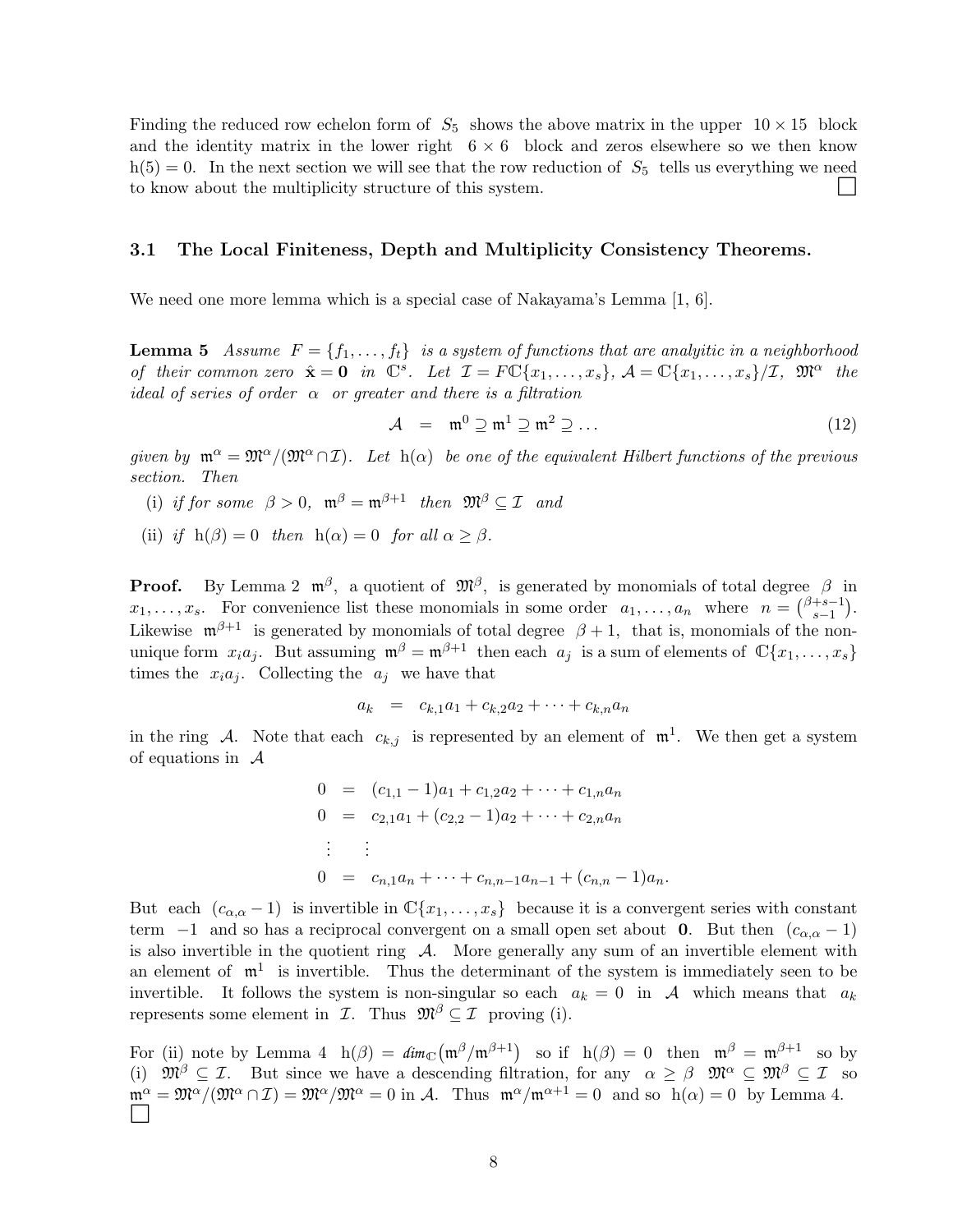Finding the reduced row echelon form of $S_5$ shows the above matrix in the upper $10 \times 15$ block and the identity matrix in the lower right $6 \times 6$ block and zeros elsewhere so we then know $\mathrm{h}(5) = 0$. In the next section we will see that the row reduction of $S_5$ tells us everything we need to know about the multiplicity structure of this system. $\square$

### 3.1 The Local Finiteness, Depth and Multiplicity Consistency Theorems.

We need one more lemma which is a special case of Nakayama's Lemma [1, 6].

**Lemma 5** *Assume $F = \{f_1, \ldots, f_t\}$ is a system of functions that are analytic in a neighborhood of their common zero $\hat{\mathbf{x}} = \mathbf{0}$ in $\mathbb{C}^s$. Let $\mathcal{I} = F\mathbb{C}\{x_1, \ldots, x_s\}$, $\mathcal{A} = \mathbb{C}\{x_1, \ldots, x_s\}/\mathcal{I}$, $\mathfrak{M}^\alpha$ the ideal of series of order $\alpha$ or greater and there is a filtration*

$$\mathcal{A} \quad = \quad \mathfrak{m}^0 \supseteq \mathfrak{m}^1 \supseteq \mathfrak{m}^2 \supseteq \ldots \tag{12}$$

*given by $\mathfrak{m}^\alpha = \mathfrak{M}^\alpha/(\mathfrak{M}^\alpha \cap \mathcal{I})$. Let $\mathrm{h}(\alpha)$ be one of the equivalent Hilbert functions of the previous section. Then*

- (i) *if for some $\beta > 0$, $\mathfrak{m}^\beta = \mathfrak{m}^{\beta+1}$ then $\mathfrak{M}^\beta \subseteq \mathcal{I}$ and*
- (ii) *if $\mathrm{h}(\beta) = 0$ then $\mathrm{h}(\alpha) = 0$ for all $\alpha \geq \beta$.*

**Proof.** By Lemma 2 $\mathfrak{m}^\beta$, a quotient of $\mathfrak{M}^\beta$, is generated by monomials of total degree $\beta$ in $x_1, \ldots, x_s$. For convenience list these monomials in some order $a_1, \ldots, a_n$ where $n = \binom{\beta+s-1}{s-1}$. Likewise $\mathfrak{m}^{\beta+1}$ is generated by monomials of total degree $\beta + 1$, that is, monomials of the non-unique form $x_i a_j$. But assuming $\mathfrak{m}^\beta = \mathfrak{m}^{\beta+1}$ then each $a_j$ is a sum of elements of $\mathbb{C}\{x_1, \ldots, x_s\}$ times the $x_i a_j$. Collecting the $a_j$ we have that

$$a_k \quad = \quad c_{k,1}a_1 + c_{k,2}a_2 + \cdots + c_{k,n}a_n$$

in the ring $\mathcal{A}$. Note that each $c_{k,j}$ is represented by an element of $\mathfrak{m}^1$. We then get a system of equations in $\mathcal{A}$

$$\begin{aligned}
0 &= (c_{1,1} - 1)a_1 + c_{1,2}a_2 + \cdots + c_{1,n}a_n \\
0 &= c_{2,1}a_1 + (c_{2,2} - 1)a_2 + \cdots + c_{2,n}a_n \\
\vdots &\quad \vdots \\
0 &= c_{n,1}a_n + \cdots + c_{n,n-1}a_{n-1} + (c_{n,n} - 1)a_n.
\end{aligned}$$

But each $(c_{\alpha,\alpha} - 1)$ is invertible in $\mathbb{C}\{x_1, \ldots, x_s\}$ because it is a convergent series with constant term $-1$ and so has a reciprocal convergent on a small open set about $\mathbf{0}$. But then $(c_{\alpha,\alpha} - 1)$ is also invertible in the quotient ring $\mathcal{A}$. More generally any sum of an invertible element with an element of $\mathfrak{m}^1$ is invertible. Thus the determinant of the system is immediately seen to be invertible. It follows the system is non-singular so each $a_k = 0$ in $\mathcal{A}$ which means that $a_k$ represents some element in $\mathcal{I}$. Thus $\mathfrak{M}^\beta \subseteq \mathcal{I}$ proving (i).

For (ii) note by Lemma 4 $\mathrm{h}(\beta) = \dim_{\mathbb{C}}(\mathfrak{m}^\beta/\mathfrak{m}^{\beta+1})$ so if $\mathrm{h}(\beta) = 0$ then $\mathfrak{m}^\beta = \mathfrak{m}^{\beta+1}$ so by (i) $\mathfrak{M}^\beta \subseteq \mathcal{I}$. But since we have a descending filtration, for any $\alpha \geq \beta$ $\mathfrak{M}^\alpha \subseteq \mathfrak{M}^\beta \subseteq \mathcal{I}$ so $\mathfrak{m}^\alpha = \mathfrak{M}^\alpha/(\mathfrak{M}^\alpha \cap \mathcal{I}) = \mathfrak{M}^\alpha/\mathfrak{M}^\alpha = 0$ in $\mathcal{A}$. Thus $\mathfrak{m}^\alpha/\mathfrak{m}^{\alpha+1} = 0$ and so $\mathrm{h}(\alpha) = 0$ by Lemma 4. $\square$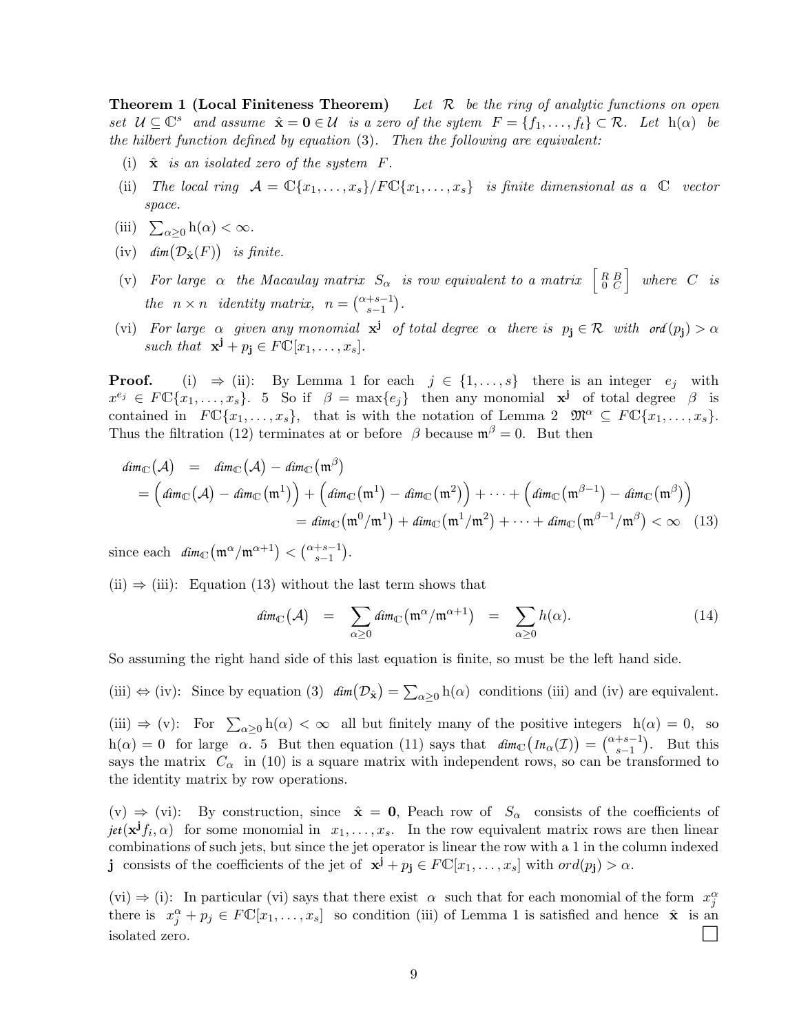**Theorem 1 (Local Finiteness Theorem)** *Let $\mathcal{R}$ be the ring of analytic functions on open set $\mathcal{U} \subseteq \mathbb{C}^s$ and assume $\hat{\mathbf{x}} = \mathbf{0} \in \mathcal{U}$ is a zero of the sytem $F = \{f_1, \ldots, f_t\} \subset \mathcal{R}$. Let $\mathrm{h}(\alpha)$ be the hilbert function defined by equation (3). Then the following are equivalent:*

(i) *$\hat{\mathbf{x}}$ is an isolated zero of the system $F$.*

(ii) *The local ring $\mathcal{A} = \mathbb{C}\{x_1, \ldots, x_s\}/F\mathbb{C}\{x_1, \ldots, x_s\}$ is finite dimensional as a $\mathbb{C}$ vector space.*

(iii) *$\sum_{\alpha \geq 0} \mathrm{h}(\alpha) < \infty$.*

(iv) *$\mathit{dim}\big(\mathcal{D}_{\hat{\mathbf{x}}}(F)\big)$ is finite.*

(v) *For large $\alpha$ the Macaulay matrix $S_\alpha$ is row equivalent to a matrix $\left[\begin{smallmatrix} R & B \\ 0 & C \end{smallmatrix}\right]$ where $C$ is the $n \times n$ identity matrix, $n = \binom{\alpha+s-1}{s-1}$.*

(vi) *For large $\alpha$ given any monomial $\mathbf{x}^{\mathbf{j}}$ of total degree $\alpha$ there is $p_{\mathbf{j}} \in \mathcal{R}$ with $\mathit{ord}(p_{\mathbf{j}}) > \alpha$ such that $\mathbf{x}^{\mathbf{j}} + p_{\mathbf{j}} \in F\mathbb{C}[x_1, \ldots, x_s]$.*

**Proof.** (i) $\Rightarrow$ (ii): By Lemma 1 for each $j \in \{1, \ldots, s\}$ there is an integer $e_j$ with $x^{e_j} \in F\mathbb{C}\{x_1, \ldots, x_s\}$. 5 So if $\beta = \max\{e_j\}$ then any monomial $\mathbf{x}^{\mathbf{j}}$ of total degree $\beta$ is contained in $F\mathbb{C}\{x_1, \ldots, x_s\}$, that is with the notation of Lemma 2 $\mathfrak{M}^\alpha \subseteq F\mathbb{C}\{x_1, \ldots, x_s\}$. Thus the filtration (12) terminates at or before $\beta$ because $\mathfrak{m}^\beta = 0$. But then

$$
\begin{aligned}
\mathit{dim}_{\mathbb{C}}\big(\mathcal{A}\big) &= \mathit{dim}_{\mathbb{C}}\big(\mathcal{A}\big) - \mathit{dim}_{\mathbb{C}}\big(\mathfrak{m}^\beta\big) \\
&= \Big(\mathit{dim}_{\mathbb{C}}\big(\mathcal{A}\big) - \mathit{dim}_{\mathbb{C}}\big(\mathfrak{m}^1\big)\Big) + \Big(\mathit{dim}_{\mathbb{C}}\big(\mathfrak{m}^1\big) - \mathit{dim}_{\mathbb{C}}\big(\mathfrak{m}^2\big)\Big) + \cdots + \Big(\mathit{dim}_{\mathbb{C}}\big(\mathfrak{m}^{\beta-1}\big) - \mathit{dim}_{\mathbb{C}}\big(\mathfrak{m}^\beta\big)\Big) \\
&= \mathit{dim}_{\mathbb{C}}\big(\mathfrak{m}^0/\mathfrak{m}^1\big) + \mathit{dim}_{\mathbb{C}}\big(\mathfrak{m}^1/\mathfrak{m}^2\big) + \cdots + \mathit{dim}_{\mathbb{C}}\big(\mathfrak{m}^{\beta-1}/\mathfrak{m}^\beta\big) < \infty \quad (13)
\end{aligned}
$$

since each $\mathit{dim}_{\mathbb{C}}\big(\mathfrak{m}^\alpha/\mathfrak{m}^{\alpha+1}\big) < \binom{\alpha+s-1}{s-1}$.

(ii) $\Rightarrow$ (iii): Equation (13) without the last term shows that

$$
\mathit{dim}_{\mathbb{C}}\big(\mathcal{A}\big) = \sum_{\alpha \geq 0} \mathit{dim}_{\mathbb{C}}\big(\mathfrak{m}^\alpha/\mathfrak{m}^{\alpha+1}\big) = \sum_{\alpha \geq 0} h(\alpha). \quad (14)
$$

So assuming the right hand side of this last equation is finite, so must be the left hand side.

(iii) $\Leftrightarrow$ (iv): Since by equation (3) $\mathit{dim}\big(\mathcal{D}_{\hat{\mathbf{x}}}\big) = \sum_{\alpha \geq 0} \mathrm{h}(\alpha)$ conditions (iii) and (iv) are equivalent.

(iii) $\Rightarrow$ (v): For $\sum_{\alpha \geq 0} \mathrm{h}(\alpha) < \infty$ all but finitely many of the positive integers $\mathrm{h}(\alpha) = 0$, so $\mathrm{h}(\alpha) = 0$ for large $\alpha$. 5 But then equation (11) says that $\mathit{dim}_{\mathbb{C}}\big(\mathit{In}_\alpha(\mathcal{I})\big) = \binom{\alpha+s-1}{s-1}$. But this says the matrix $C_\alpha$ in (10) is a square matrix with independent rows, so can be transformed to the identity matrix by row operations.

(v) $\Rightarrow$ (vi): By construction, since $\hat{\mathbf{x}} = \mathbf{0}$, Peach row of $S_\alpha$ consists of the coefficients of $\mathit{jet}(\mathbf{x}^{\mathbf{j}} f_i, \alpha)$ for some monomial in $x_1, \ldots, x_s$. In the row equivalent matrix rows are then linear combinations of such jets, but since the jet operator is linear the row with a 1 in the column indexed $\mathbf{j}$ consists of the coefficients of the jet of $\mathbf{x}^{\mathbf{j}} + p_{\mathbf{j}} \in F\mathbb{C}[x_1, \ldots, x_s]$ with $ord(p_{\mathbf{j}}) > \alpha$.

(vi) $\Rightarrow$ (i): In particular (vi) says that there exist $\alpha$ such that for each monomial of the form $x_j^\alpha$ there is $x_j^\alpha + p_j \in F\mathbb{C}[x_1, \ldots, x_s]$ so condition (iii) of Lemma 1 is satisfied and hence $\hat{\mathbf{x}}$ is an isolated zero. ☐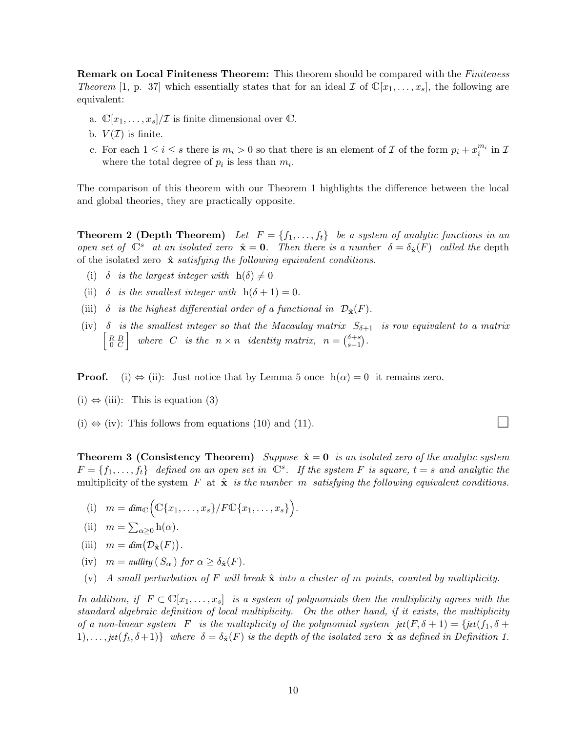**Remark on Local Finiteness Theorem:** This theorem should be compared with the *Finiteness Theorem* [1, p. 37] which essentially states that for an ideal $\mathcal{I}$ of $\mathbb{C}[x_1, \ldots, x_s]$, the following are equivalent:

a. $\mathbb{C}[x_1, \ldots, x_s]/\mathcal{I}$ is finite dimensional over $\mathbb{C}$.

b. $V(\mathcal{I})$ is finite.

c. For each $1 \leq i \leq s$ there is $m_i > 0$ so that there is an element of $\mathcal{I}$ of the form $p_i + x_i^{m_i}$ in $\mathcal{I}$ where the total degree of $p_i$ is less than $m_i$.

The comparison of this theorem with our Theorem 1 highlights the difference between the local and global theories, they are practically opposite.

**Theorem 2 (Depth Theorem)** *Let* $F = \{f_1, \ldots, f_t\}$ *be a system of analytic functions in an open set of* $\mathbb{C}^s$ *at an isolated zero* $\hat{\mathbf{x}} = \mathbf{0}$. *Then there is a number* $\delta = \delta_{\hat{\mathbf{x}}}(F)$ *called the* depth *of the isolated zero* $\hat{\mathbf{x}}$ *satisfying the following equivalent conditions.*

(i) $\delta$ *is the largest integer with* $\mathrm{h}(\delta) \neq 0$

(ii) $\delta$ *is the smallest integer with* $\mathrm{h}(\delta + 1) = 0$.

(iii) $\delta$ *is the highest differential order of a functional in* $\mathcal{D}_{\hat{\mathbf{x}}}(F)$.

(iv) $\delta$ *is the smallest integer so that the Macaulay matrix* $S_{\delta+1}$ *is row equivalent to a matrix* $\begin{bmatrix} R & B \\ 0 & C \end{bmatrix}$ *where* $C$ *is the* $n \times n$ *identity matrix,* $n = \binom{\delta+s}{s-1}$.

**Proof.** (i) $\Leftrightarrow$ (ii): Just notice that by Lemma 5 once $\mathrm{h}(\alpha) = 0$ it remains zero.

(i) $\Leftrightarrow$ (iii): This is equation (3)

(i) $\Leftrightarrow$ (iv): This follows from equations (10) and (11). $\square$

**Theorem 3 (Consistency Theorem)** *Suppose* $\hat{\mathbf{x}} = \mathbf{0}$ *is an isolated zero of the analytic system* $F = \{f_1, \ldots, f_t\}$ *defined on an open set in* $\mathbb{C}^s$. *If the system* $F$ *is square,* $t = s$ *and analytic the* multiplicity of the system $F$ *at* $\hat{\mathbf{x}}$ *is the number* $m$ *satisfying the following equivalent conditions.*

(i) $m = \mathit{dim}_{\mathbb{C}}\Big(\mathbb{C}\{x_1, \ldots, x_s\}/F\mathbb{C}\{x_1, \ldots, x_s\}\Big)$.

(ii) $m = \sum_{\alpha \geq 0} \mathrm{h}(\alpha)$.

(iii) $m = \mathit{dim}\big(\mathcal{D}_{\hat{\mathbf{x}}}(F)\big)$.

(iv) $m = \mathit{nullity}\,(\,S_\alpha\,)$ *for* $\alpha \geq \delta_{\hat{\mathbf{x}}}(F)$.

(v) *A small perturbation of* $F$ *will break* $\hat{\mathbf{x}}$ *into a cluster of* $m$ *points, counted by multiplicity.*

*In addition, if* $F \subset \mathbb{C}[x_1, \ldots, x_s]$ *is a system of polynomials then the multiplicity agrees with the standard algebraic definition of local multiplicity. On the other hand, if it exists, the multiplicity of a non-linear system* $F$ *is the multiplicity of the polynomial system* $\mathit{jet}(F, \delta+1) = \{\mathit{jet}(f_1, \delta + 1), \ldots, \mathit{jet}(f_t, \delta+1)\}$ *where* $\delta = \delta_{\hat{\mathbf{x}}}(F)$ *is the depth of the isolated zero* $\hat{\mathbf{x}}$ *as defined in Definition 1.*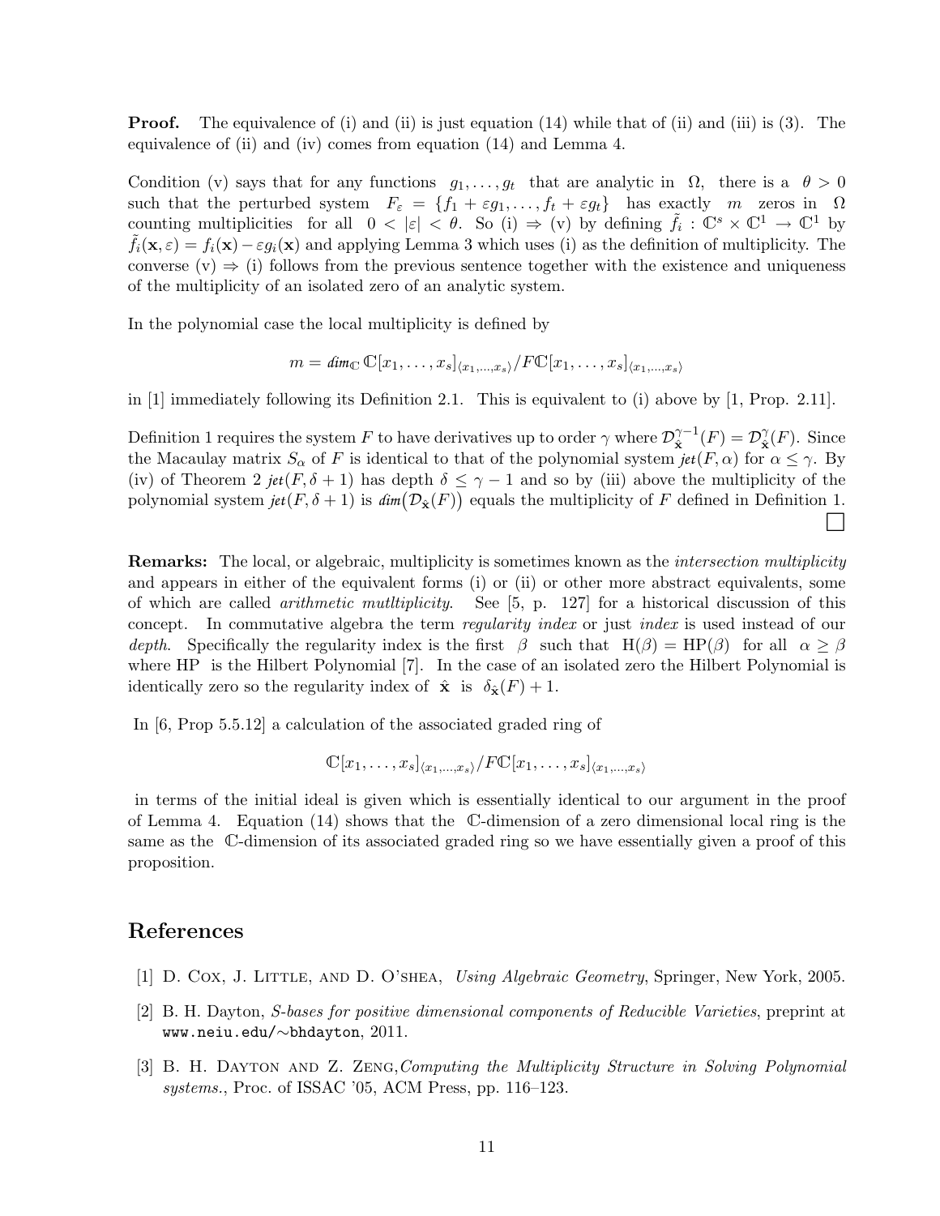**Proof.** The equivalence of (i) and (ii) is just equation (14) while that of (ii) and (iii) is (3). The equivalence of (ii) and (iv) comes from equation (14) and Lemma 4.

Condition (v) says that for any functions $g_1, \ldots, g_t$ that are analytic in $\Omega$, there is a $\theta > 0$ such that the perturbed system $F_\varepsilon = \{f_1 + \varepsilon g_1, \ldots, f_t + \varepsilon g_t\}$ has exactly $m$ zeros in $\Omega$ counting multiplicities for all $0 < |\varepsilon| < \theta$. So (i) $\Rightarrow$ (v) by defining $\tilde{f}_i : \mathbb{C}^s \times \mathbb{C}^1 \to \mathbb{C}^1$ by $\tilde{f}_i(\mathbf{x}, \varepsilon) = f_i(\mathbf{x}) - \varepsilon g_i(\mathbf{x})$ and applying Lemma 3 which uses (i) as the definition of multiplicity. The converse (v) $\Rightarrow$ (i) follows from the previous sentence together with the existence and uniqueness of the multiplicity of an isolated zero of an analytic system.

In the polynomial case the local multiplicity is defined by

$$m = \mathit{dim}_{\mathbb{C}}\, \mathbb{C}[x_1, \ldots, x_s]_{\langle x_1, \ldots, x_s \rangle} / F\mathbb{C}[x_1, \ldots, x_s]_{\langle x_1, \ldots, x_s \rangle}$$

in [1] immediately following its Definition 2.1. This is equivalent to (i) above by [1, Prop. 2.11].

Definition 1 requires the system $F$ to have derivatives up to order $\gamma$ where $\mathcal{D}^{\gamma-1}_{\hat{\mathbf{x}}}(F) = \mathcal{D}^{\gamma}_{\hat{\mathbf{x}}}(F)$. Since the Macaulay matrix $S_\alpha$ of $F$ is identical to that of the polynomial system $\mathit{jet}(F, \alpha)$ for $\alpha \leq \gamma$. By (iv) of Theorem 2 $\mathit{jet}(F, \delta + 1)$ has depth $\delta \leq \gamma - 1$ and so by (iii) above the multiplicity of the polynomial system $\mathit{jet}(F, \delta + 1)$ is $\mathit{dim}\big(\mathcal{D}_{\hat{\mathbf{x}}}(F)\big)$ equals the multiplicity of $F$ defined in Definition 1. $\square$

**Remarks:** The local, or algebraic, multiplicity is sometimes known as the *intersection multiplicity* and appears in either of the equivalent forms (i) or (ii) or other more abstract equivalents, some of which are called *arithmetic mutltiplicity*. See [5, p. 127] for a historical discussion of this concept. In commutative algebra the term *regularity index* or just *index* is used instead of our *depth*. Specifically the regularity index is the first $\beta$ such that $\mathrm{H}(\beta) = \mathrm{HP}(\beta)$ for all $\alpha \geq \beta$ where HP is the Hilbert Polynomial [7]. In the case of an isolated zero the Hilbert Polynomial is identically zero so the regularity index of $\hat{\mathbf{x}}$ is $\delta_{\hat{\mathbf{x}}}(F) + 1$.

In [6, Prop 5.5.12] a calculation of the associated graded ring of

$$\mathbb{C}[x_1, \ldots, x_s]_{\langle x_1, \ldots, x_s \rangle} / F\mathbb{C}[x_1, \ldots, x_s]_{\langle x_1, \ldots, x_s \rangle}$$

in terms of the initial ideal is given which is essentially identical to our argument in the proof of Lemma 4. Equation (14) shows that the $\mathbb{C}$-dimension of a zero dimensional local ring is the same as the $\mathbb{C}$-dimension of its associated graded ring so we have essentially given a proof of this proposition.

## References

[1] D. Cox, J. Little, and D. O'shea, *Using Algebraic Geometry*, Springer, New York, 2005.

[2] B. H. Dayton, *S-bases for positive dimensional components of Reducible Varieties*, preprint at www.neiu.edu/∼bhdayton, 2011.

[3] B. H. Dayton and Z. Zeng, *Computing the Multiplicity Structure in Solving Polynomial systems.*, Proc. of ISSAC '05, ACM Press, pp. 116–123.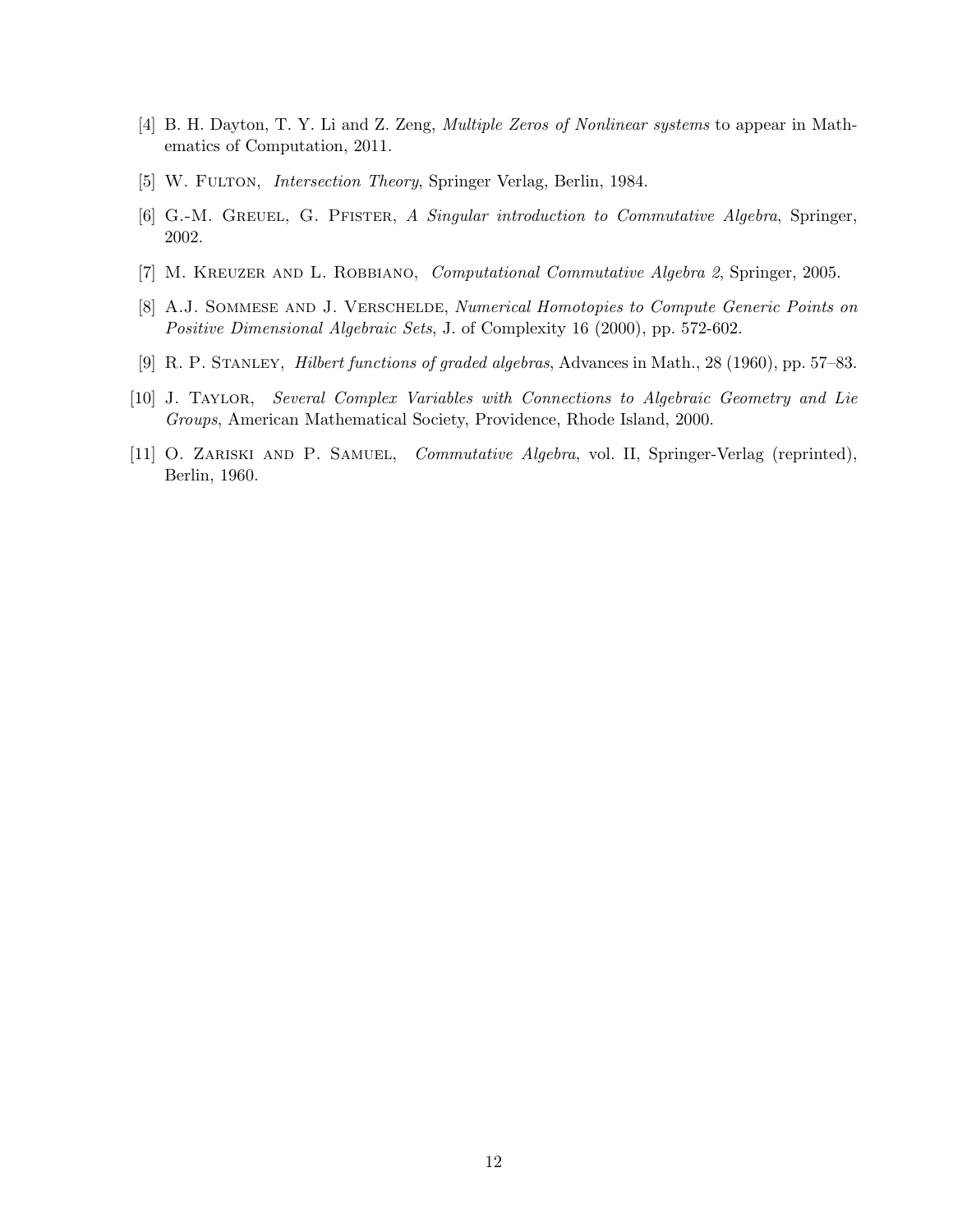[4] B. H. Dayton, T. Y. Li and Z. Zeng, *Multiple Zeros of Nonlinear systems* to appear in Mathematics of Computation, 2011.

[5] W. Fulton, *Intersection Theory*, Springer Verlag, Berlin, 1984.

[6] G.-M. Greuel, G. Pfister, *A Singular introduction to Commutative Algebra*, Springer, 2002.

[7] M. Kreuzer and L. Robbiano, *Computational Commutative Algebra 2*, Springer, 2005.

[8] A.J. Sommese and J. Verschelde, *Numerical Homotopies to Compute Generic Points on Positive Dimensional Algebraic Sets*, J. of Complexity 16 (2000), pp. 572-602.

[9] R. P. Stanley, *Hilbert functions of graded algebras*, Advances in Math., 28 (1960), pp. 57–83.

[10] J. Taylor, *Several Complex Variables with Connections to Algebraic Geometry and Lie Groups*, American Mathematical Society, Providence, Rhode Island, 2000.

[11] O. Zariski and P. Samuel, *Commutative Algebra*, vol. II, Springer-Verlag (reprinted), Berlin, 1960.